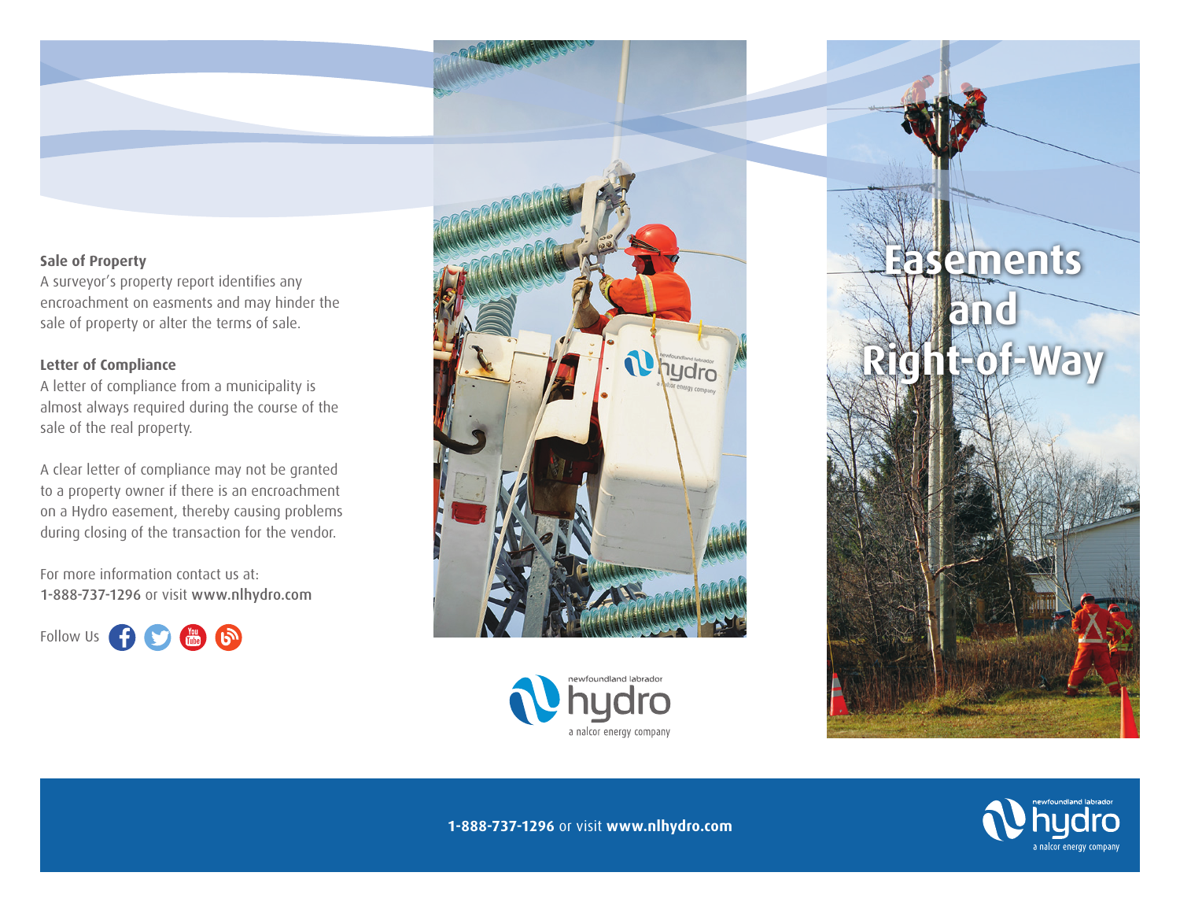**Sale of Property**

A surveyor's property report identifies any encroachment on easments and may hinder the sale of property or alter the terms of sale.

**Letter of Compliance**

A letter of compliance from a municipality is almost always required during the course of the sale of the real property.

A clear letter of compliance may not be granted to a property owner if there is an encroachment on a Hydro easement, thereby causing problems during closing of the transaction for the vendor.

For more information contact us at:
**1-888-737-1296** or visit **www.nlhydro.com**

Follow Us

newfoundland labrador hydro
a nalcor energy company

# Easements and Right-of-Way

**1-888-737-1296** or visit **www.nlhydro.com**

newfoundland labrador hydro
a nalcor energy company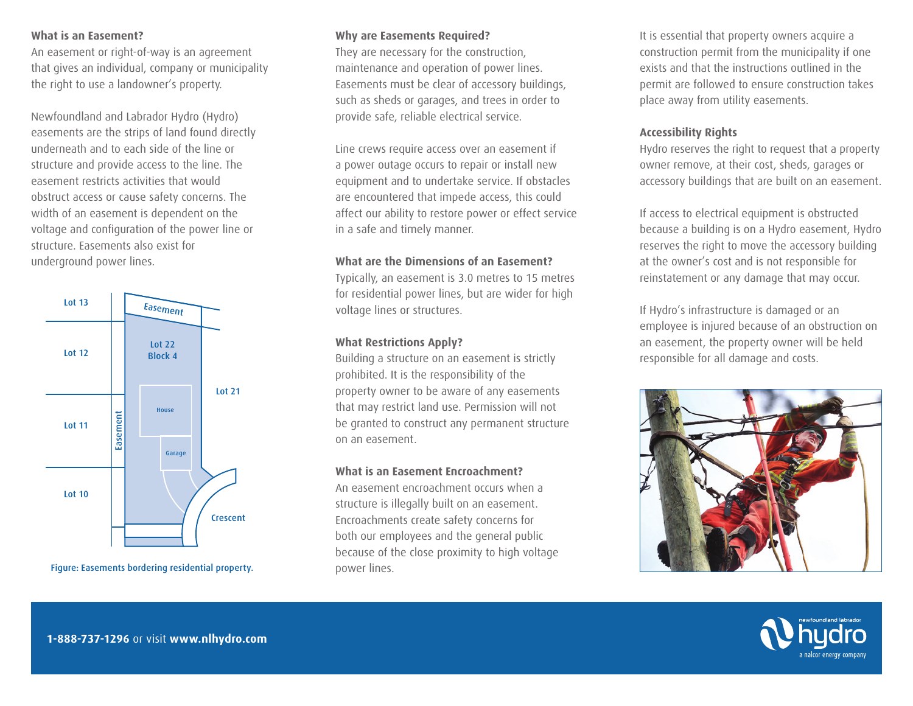**What is an Easement?**

An easement or right-of-way is an agreement that gives an individual, company or municipality the right to use a landowner's property.

Newfoundland and Labrador Hydro (Hydro) easements are the strips of land found directly underneath and to each side of the line or structure and provide access to the line. The easement restricts activities that would obstruct access or cause safety concerns. The width of an easement is dependent on the voltage and configuration of the power line or structure. Easements also exist for underground power lines.

Lot 13
Easement
Lot 12
Lot 22
Block 4
Lot 21
House
Lot 11
Easement
Garage
Lot 10
Crescent

Figure: Easements bordering residential property.

**Why are Easements Required?**

They are necessary for the construction, maintenance and operation of power lines. Easements must be clear of accessory buildings, such as sheds or garages, and trees in order to provide safe, reliable electrical service.

Line crews require access over an easement if a power outage occurs to repair or install new equipment and to undertake service. If obstacles are encountered that impede access, this could affect our ability to restore power or effect service in a safe and timely manner.

**What are the Dimensions of an Easement?**

Typically, an easement is 3.0 metres to 15 metres for residential power lines, but are wider for high voltage lines or structures.

**What Restrictions Apply?**

Building a structure on an easement is strictly prohibited. It is the responsibility of the property owner to be aware of any easements that may restrict land use. Permission will not be granted to construct any permanent structure on an easement.

**What is an Easement Encroachment?**

An easement encroachment occurs when a structure is illegally built on an easement. Encroachments create safety concerns for both our employees and the general public because of the close proximity to high voltage power lines.

It is essential that property owners acquire a construction permit from the municipality if one exists and that the instructions outlined in the permit are followed to ensure construction takes place away from utility easements.

**Accessibility Rights**

Hydro reserves the right to request that a property owner remove, at their cost, sheds, garages or accessory buildings that are built on an easement.

If access to electrical equipment is obstructed because a building is on a Hydro easement, Hydro reserves the right to move the accessory building at the owner's cost and is not responsible for reinstatement or any damage that may occur.

If Hydro's infrastructure is damaged or an employee is injured because of an obstruction on an easement, the property owner will be held responsible for all damage and costs.

**1-888-737-1296** or visit **www.nlhydro.com**

newfoundland labrador hydro
a nalcor energy company